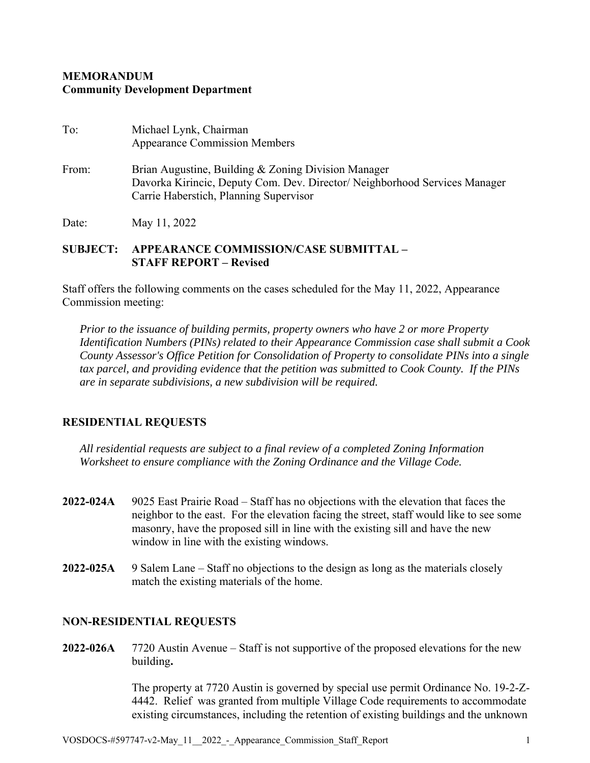**MEMORANDUM**
**Community Development Department**

To: Michael Lynk, Chairman
Appearance Commission Members

From: Brian Augustine, Building & Zoning Division Manager
Davorka Kirincic, Deputy Com. Dev. Director/ Neighborhood Services Manager
Carrie Haberstich, Planning Supervisor

Date: May 11, 2022

**SUBJECT: APPEARANCE COMMISSION/CASE SUBMITTAL – STAFF REPORT – Revised**

Staff offers the following comments on the cases scheduled for the May 11, 2022, Appearance Commission meeting:

> *Prior to the issuance of building permits, property owners who have 2 or more Property Identification Numbers (PINs) related to their Appearance Commission case shall submit a Cook County Assessor's Office Petition for Consolidation of Property to consolidate PINs into a single tax parcel, and providing evidence that the petition was submitted to Cook County. If the PINs are in separate subdivisions, a new subdivision will be required.*

## RESIDENTIAL REQUESTS

> *All residential requests are subject to a final review of a completed Zoning Information Worksheet to ensure compliance with the Zoning Ordinance and the Village Code.*

**2022-024A** 9025 East Prairie Road – Staff has no objections with the elevation that faces the neighbor to the east. For the elevation facing the street, staff would like to see some masonry, have the proposed sill in line with the existing sill and have the new window in line with the existing windows.

**2022-025A** 9 Salem Lane – Staff no objections to the design as long as the materials closely match the existing materials of the home.

## NON-RESIDENTIAL REQUESTS

**2022-026A** 7720 Austin Avenue – Staff is not supportive of the proposed elevations for the new building**.**

The property at 7720 Austin is governed by special use permit Ordinance No. 19-2-Z-4442. Relief was granted from multiple Village Code requirements to accommodate existing circumstances, including the retention of existing buildings and the unknown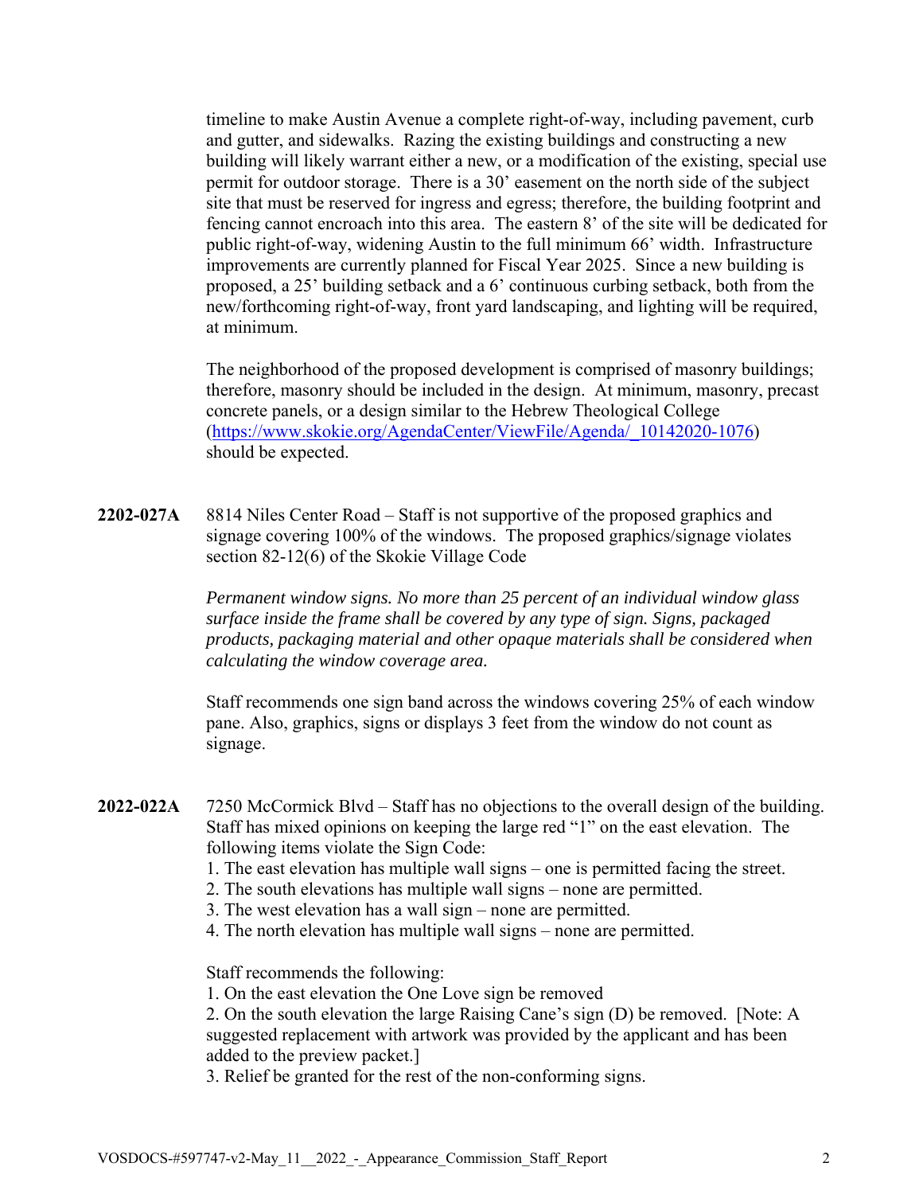timeline to make Austin Avenue a complete right-of-way, including pavement, curb and gutter, and sidewalks. Razing the existing buildings and constructing a new building will likely warrant either a new, or a modification of the existing, special use permit for outdoor storage. There is a 30' easement on the north side of the subject site that must be reserved for ingress and egress; therefore, the building footprint and fencing cannot encroach into this area. The eastern 8' of the site will be dedicated for public right-of-way, widening Austin to the full minimum 66' width. Infrastructure improvements are currently planned for Fiscal Year 2025. Since a new building is proposed, a 25' building setback and a 6' continuous curbing setback, both from the new/forthcoming right-of-way, front yard landscaping, and lighting will be required, at minimum.

The neighborhood of the proposed development is comprised of masonry buildings; therefore, masonry should be included in the design. At minimum, masonry, precast concrete panels, or a design similar to the Hebrew Theological College (https://www.skokie.org/AgendaCenter/ViewFile/Agenda/_10142020-1076) should be expected.

**2202-027A** 8814 Niles Center Road – Staff is not supportive of the proposed graphics and signage covering 100% of the windows. The proposed graphics/signage violates section 82-12(6) of the Skokie Village Code

*Permanent window signs. No more than 25 percent of an individual window glass surface inside the frame shall be covered by any type of sign. Signs, packaged products, packaging material and other opaque materials shall be considered when calculating the window coverage area.*

Staff recommends one sign band across the windows covering 25% of each window pane. Also, graphics, signs or displays 3 feet from the window do not count as signage.

**2022-022A** 7250 McCormick Blvd – Staff has no objections to the overall design of the building. Staff has mixed opinions on keeping the large red "1" on the east elevation. The following items violate the Sign Code:

1. The east elevation has multiple wall signs – one is permitted facing the street.
2. The south elevations has multiple wall signs – none are permitted.
3. The west elevation has a wall sign – none are permitted.
4. The north elevation has multiple wall signs – none are permitted.

Staff recommends the following:

1. On the east elevation the One Love sign be removed
2. On the south elevation the large Raising Cane's sign (D) be removed. [Note: A suggested replacement with artwork was provided by the applicant and has been added to the preview packet.]
3. Relief be granted for the rest of the non-conforming signs.

VOSDOCS-#597747-v2-May_11__2022_-_Appearance_Commission_Staff_Report